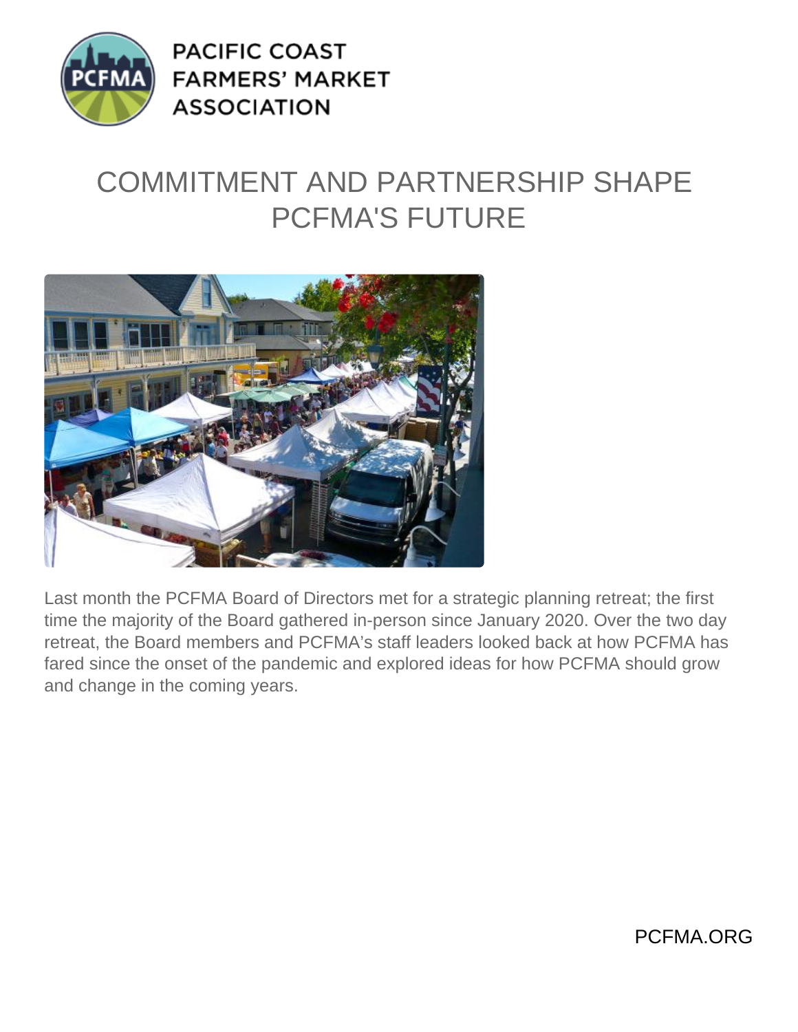PACIFIC COAST FARMERS' MARKET ASSOCIATION

# COMMITMENT AND PARTNERSHIP SHAPE PCFMA'S FUTURE

Last month the PCFMA Board of Directors met for a strategic planning retreat; the first time the majority of the Board gathered in-person since January 2020. Over the two day retreat, the Board members and PCFMA's staff leaders looked back at how PCFMA has fared since the onset of the pandemic and explored ideas for how PCFMA should grow and change in the coming years.

PCFMA.ORG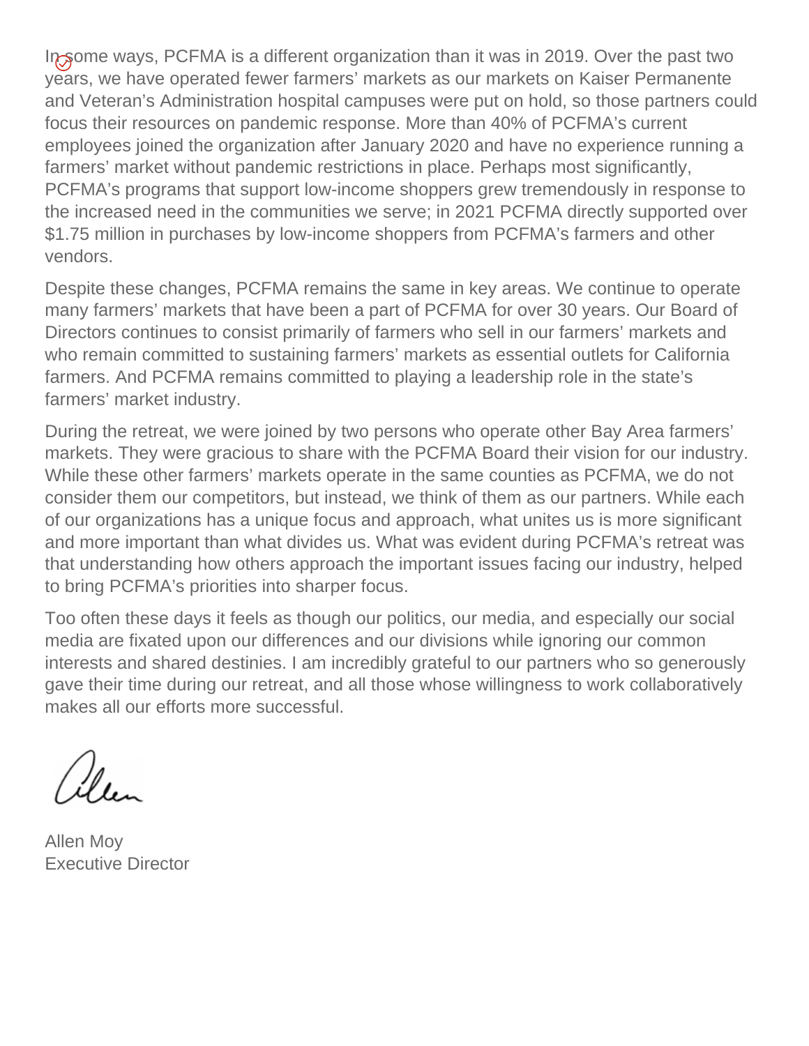In some ways, PCFMA is a different organization than it was in 2019. Over the past two years, we have operated fewer farmers' markets as our markets on Kaiser Permanente and Veteran's Administration hospital campuses were put on hold, so those partners could focus their resources on pandemic response. More than 40% of PCFMA's current employees joined the organization after January 2020 and have no experience running a farmers' market without pandemic restrictions in place. Perhaps most significantly, PCFMA's programs that support low-income shoppers grew tremendously in response to the increased need in the communities we serve; in 2021 PCFMA directly supported over $1.75 million in purchases by low-income shoppers from PCFMA's farmers and other vendors.

Despite these changes, PCFMA remains the same in key areas. We continue to operate many farmers' markets that have been a part of PCFMA for over 30 years. Our Board of Directors continues to consist primarily of farmers who sell in our farmers' markets and who remain committed to sustaining farmers' markets as essential outlets for California farmers. And PCFMA remains committed to playing a leadership role in the state's farmers' market industry.

During the retreat, we were joined by two persons who operate other Bay Area farmers' markets. They were gracious to share with the PCFMA Board their vision for our industry. While these other farmers' markets operate in the same counties as PCFMA, we do not consider them our competitors, but instead, we think of them as our partners. While each of our organizations has a unique focus and approach, what unites us is more significant and more important than what divides us. What was evident during PCFMA's retreat was that understanding how others approach the important issues facing our industry, helped to bring PCFMA's priorities into sharper focus.

Too often these days it feels as though our politics, our media, and especially our social media are fixated upon our differences and our divisions while ignoring our common interests and shared destinies. I am incredibly grateful to our partners who so generously gave their time during our retreat, and all those whose willingness to work collaboratively makes all our efforts more successful.

Allen Moy
Executive Director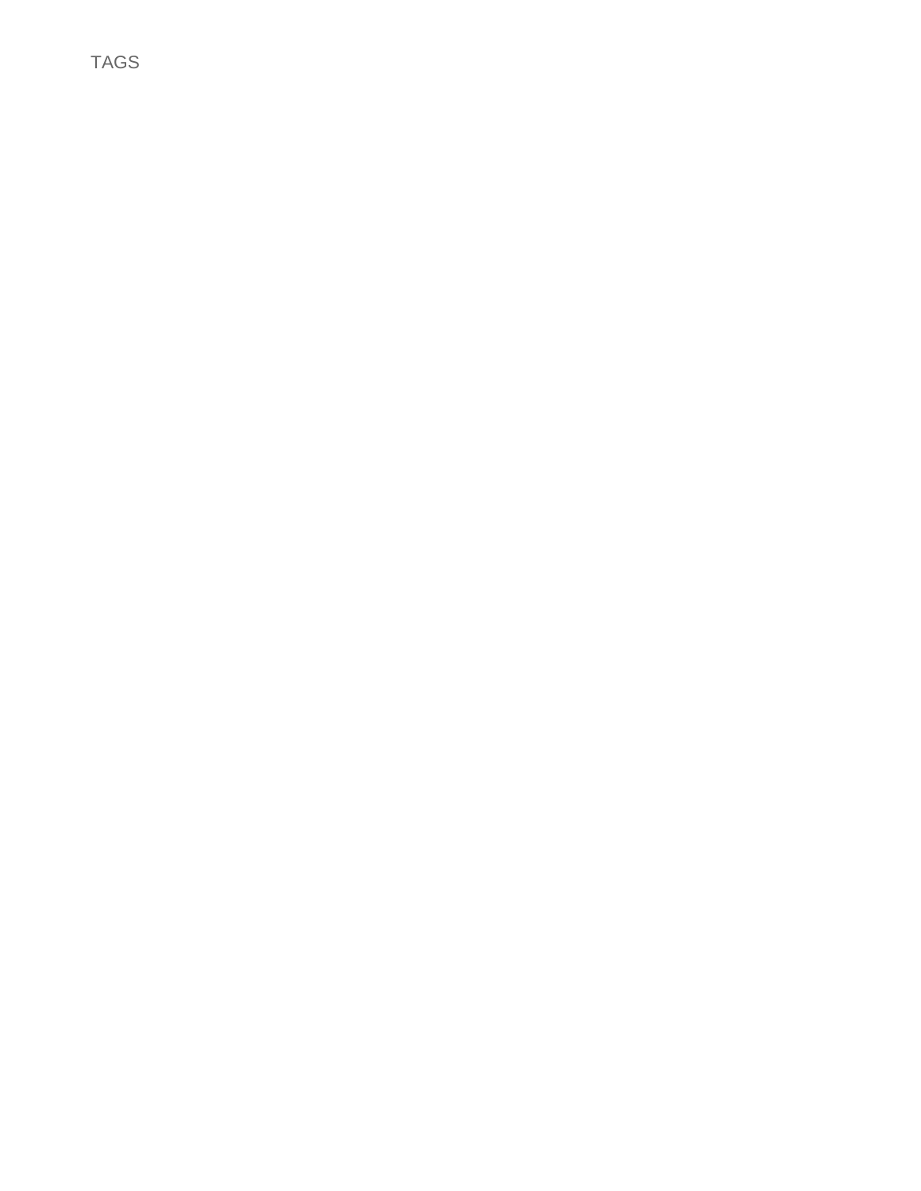TAGS